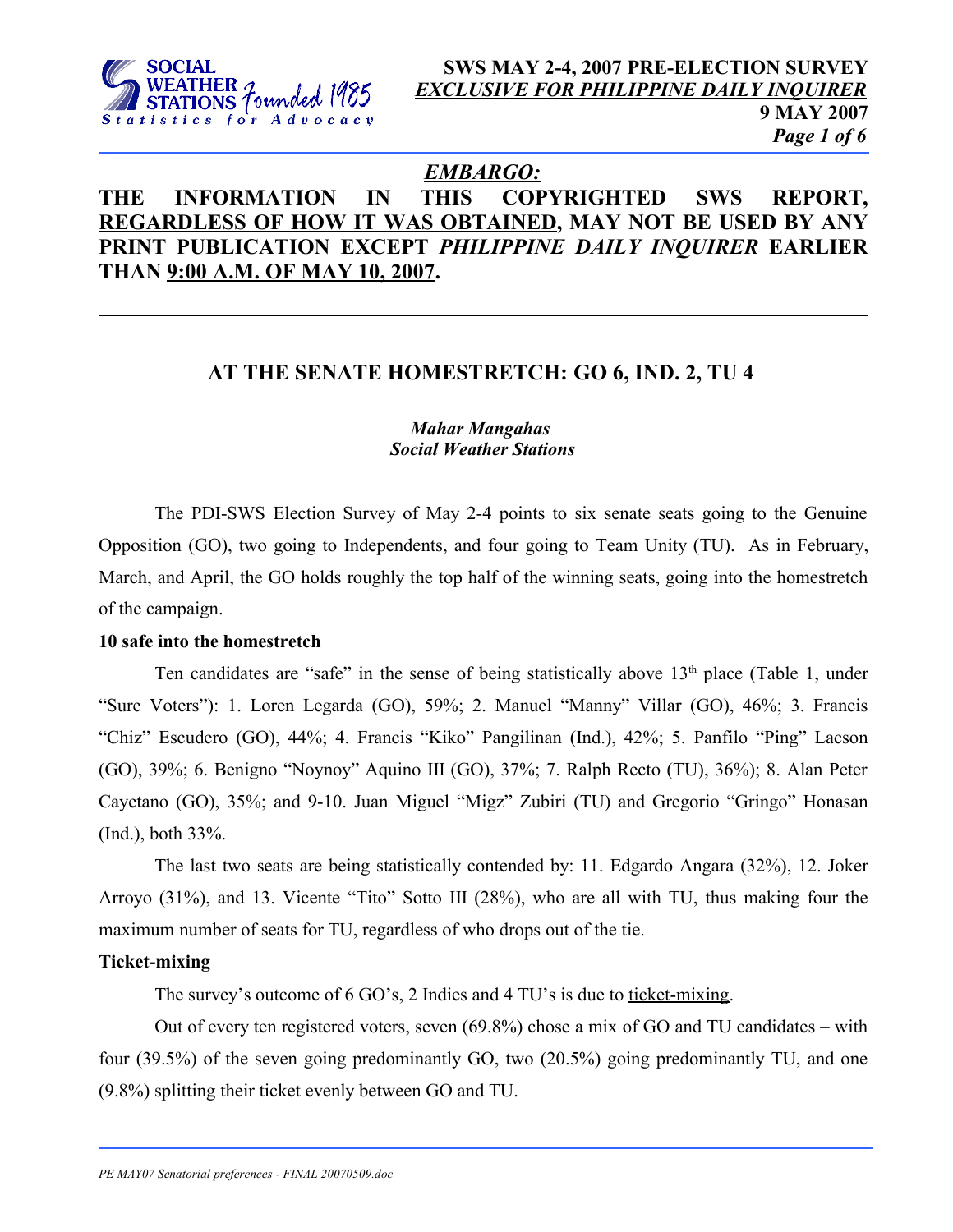**SWS MAY 2-4, 2007 PRE-ELECTION SURVEY**
***EXCLUSIVE FOR PHILIPPINE DAILY INQUIRER***
**9 MAY 2007**

***EMBARGO:***

**THE INFORMATION IN THIS COPYRIGHTED SWS REPORT, REGARDLESS OF HOW IT WAS OBTAINED, MAY NOT BE USED BY ANY PRINT PUBLICATION EXCEPT *PHILIPPINE DAILY INQUIRER* EARLIER THAN 9:00 A.M. OF MAY 10, 2007.**

---

# AT THE SENATE HOMESTRETCH: GO 6, IND. 2, TU 4

***Mahar Mangahas***
***Social Weather Stations***

The PDI-SWS Election Survey of May 2-4 points to six senate seats going to the Genuine Opposition (GO), two going to Independents, and four going to Team Unity (TU). As in February, March, and April, the GO holds roughly the top half of the winning seats, going into the homestretch of the campaign.

**10 safe into the homestretch**

Ten candidates are "safe" in the sense of being statistically above 13th place (Table 1, under "Sure Voters"): 1. Loren Legarda (GO), 59%; 2. Manuel "Manny" Villar (GO), 46%; 3. Francis "Chiz" Escudero (GO), 44%; 4. Francis "Kiko" Pangilinan (Ind.), 42%; 5. Panfilo "Ping" Lacson (GO), 39%; 6. Benigno "Noynoy" Aquino III (GO), 37%; 7. Ralph Recto (TU), 36%); 8. Alan Peter Cayetano (GO), 35%; and 9-10. Juan Miguel "Migz" Zubiri (TU) and Gregorio "Gringo" Honasan (Ind.), both 33%.

The last two seats are being statistically contended by: 11. Edgardo Angara (32%), 12. Joker Arroyo (31%), and 13. Vicente "Tito" Sotto III (28%), who are all with TU, thus making four the maximum number of seats for TU, regardless of who drops out of the tie.

**Ticket-mixing**

The survey's outcome of 6 GO's, 2 Indies and 4 TU's is due to ticket-mixing.

Out of every ten registered voters, seven (69.8%) chose a mix of GO and TU candidates – with four (39.5%) of the seven going predominantly GO, two (20.5%) going predominantly TU, and one (9.8%) splitting their ticket evenly between GO and TU.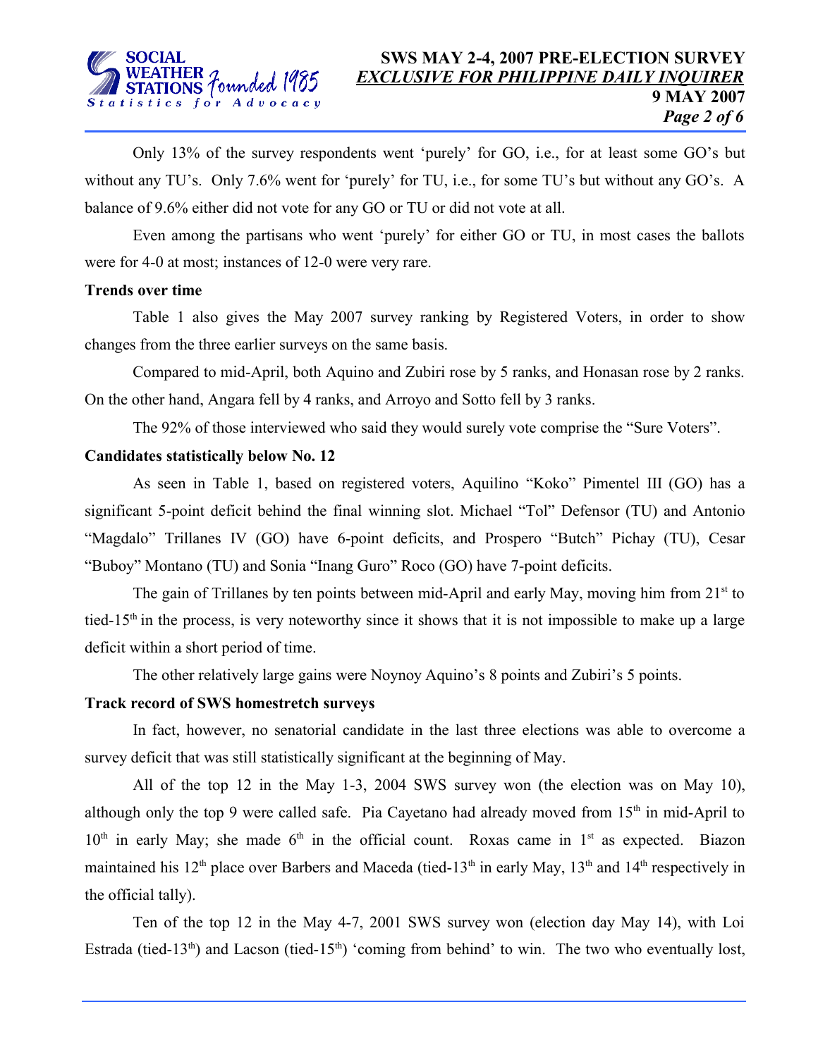Only 13% of the survey respondents went 'purely' for GO, i.e., for at least some GO's but without any TU's. Only 7.6% went for 'purely' for TU, i.e., for some TU's but without any GO's. A balance of 9.6% either did not vote for any GO or TU or did not vote at all.

Even among the partisans who went 'purely' for either GO or TU, in most cases the ballots were for 4-0 at most; instances of 12-0 were very rare.

**Trends over time**

Table 1 also gives the May 2007 survey ranking by Registered Voters, in order to show changes from the three earlier surveys on the same basis.

Compared to mid-April, both Aquino and Zubiri rose by 5 ranks, and Honasan rose by 2 ranks. On the other hand, Angara fell by 4 ranks, and Arroyo and Sotto fell by 3 ranks.

The 92% of those interviewed who said they would surely vote comprise the "Sure Voters".

**Candidates statistically below No. 12**

As seen in Table 1, based on registered voters, Aquilino "Koko" Pimentel III (GO) has a significant 5-point deficit behind the final winning slot. Michael "Tol" Defensor (TU) and Antonio "Magdalo" Trillanes IV (GO) have 6-point deficits, and Prospero "Butch" Pichay (TU), Cesar "Buboy" Montano (TU) and Sonia "Inang Guro" Roco (GO) have 7-point deficits.

The gain of Trillanes by ten points between mid-April and early May, moving him from 21st to tied-15th in the process, is very noteworthy since it shows that it is not impossible to make up a large deficit within a short period of time.

The other relatively large gains were Noynoy Aquino's 8 points and Zubiri's 5 points.

**Track record of SWS homestretch surveys**

In fact, however, no senatorial candidate in the last three elections was able to overcome a survey deficit that was still statistically significant at the beginning of May.

All of the top 12 in the May 1-3, 2004 SWS survey won (the election was on May 10), although only the top 9 were called safe. Pia Cayetano had already moved from 15th in mid-April to 10th in early May; she made 6th in the official count. Roxas came in 1st as expected. Biazon maintained his 12th place over Barbers and Maceda (tied-13th in early May, 13th and 14th respectively in the official tally).

Ten of the top 12 in the May 4-7, 2001 SWS survey won (election day May 14), with Loi Estrada (tied-13th) and Lacson (tied-15th) 'coming from behind' to win. The two who eventually lost,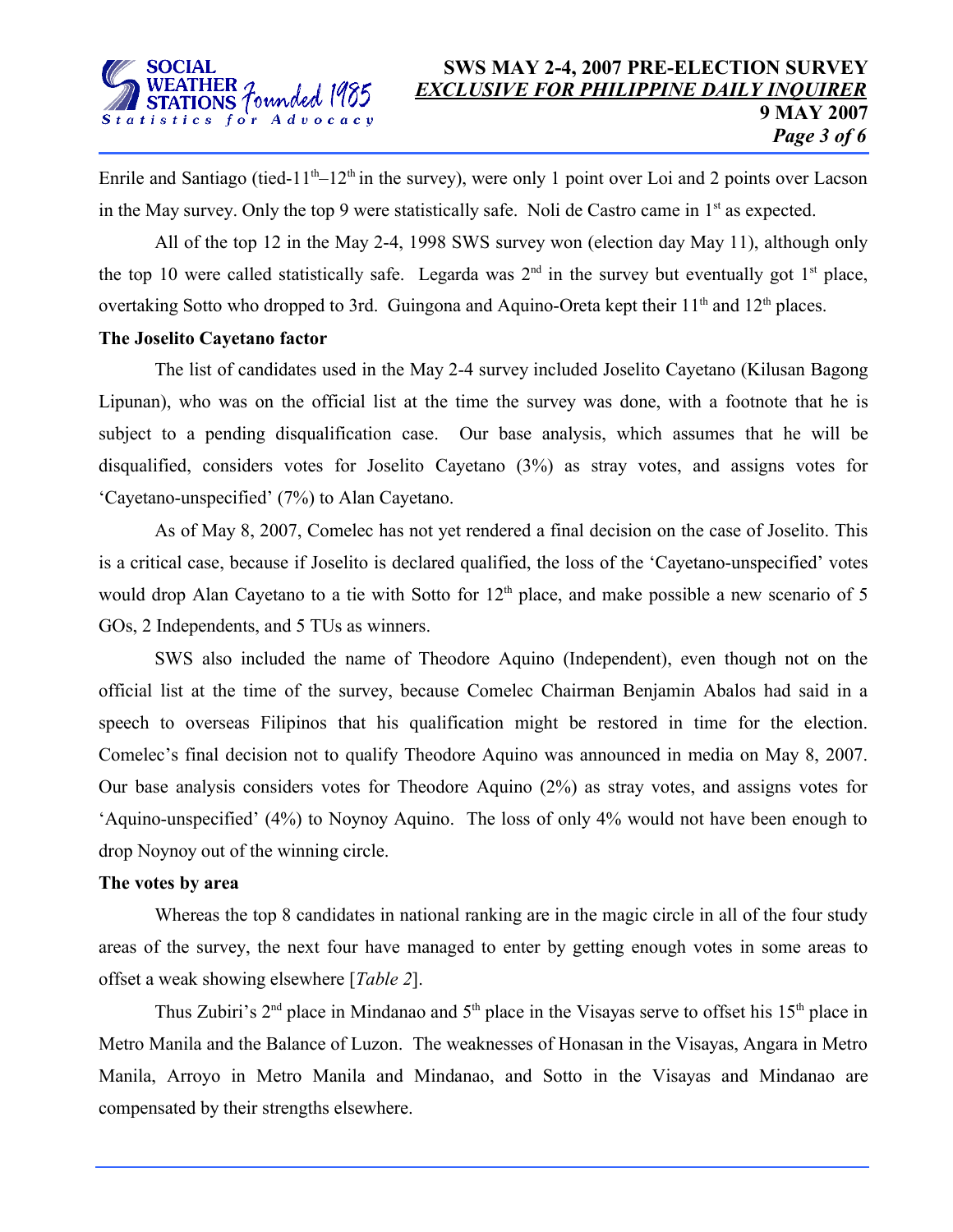Enrile and Santiago (tied-11th–12th in the survey), were only 1 point over Loi and 2 points over Lacson in the May survey. Only the top 9 were statistically safe. Noli de Castro came in 1st as expected.

All of the top 12 in the May 2-4, 1998 SWS survey won (election day May 11), although only the top 10 were called statistically safe. Legarda was 2nd in the survey but eventually got 1st place, overtaking Sotto who dropped to 3rd. Guingona and Aquino-Oreta kept their 11th and 12th places.

**The Joselito Cayetano factor**

The list of candidates used in the May 2-4 survey included Joselito Cayetano (Kilusan Bagong Lipunan), who was on the official list at the time the survey was done, with a footnote that he is subject to a pending disqualification case. Our base analysis, which assumes that he will be disqualified, considers votes for Joselito Cayetano (3%) as stray votes, and assigns votes for 'Cayetano-unspecified' (7%) to Alan Cayetano.

As of May 8, 2007, Comelec has not yet rendered a final decision on the case of Joselito. This is a critical case, because if Joselito is declared qualified, the loss of the 'Cayetano-unspecified' votes would drop Alan Cayetano to a tie with Sotto for 12th place, and make possible a new scenario of 5 GOs, 2 Independents, and 5 TUs as winners.

SWS also included the name of Theodore Aquino (Independent), even though not on the official list at the time of the survey, because Comelec Chairman Benjamin Abalos had said in a speech to overseas Filipinos that his qualification might be restored in time for the election. Comelec's final decision not to qualify Theodore Aquino was announced in media on May 8, 2007. Our base analysis considers votes for Theodore Aquino (2%) as stray votes, and assigns votes for 'Aquino-unspecified' (4%) to Noynoy Aquino. The loss of only 4% would not have been enough to drop Noynoy out of the winning circle.

**The votes by area**

Whereas the top 8 candidates in national ranking are in the magic circle in all of the four study areas of the survey, the next four have managed to enter by getting enough votes in some areas to offset a weak showing elsewhere [*Table 2*].

Thus Zubiri's 2nd place in Mindanao and 5th place in the Visayas serve to offset his 15th place in Metro Manila and the Balance of Luzon. The weaknesses of Honasan in the Visayas, Angara in Metro Manila, Arroyo in Metro Manila and Mindanao, and Sotto in the Visayas and Mindanao are compensated by their strengths elsewhere.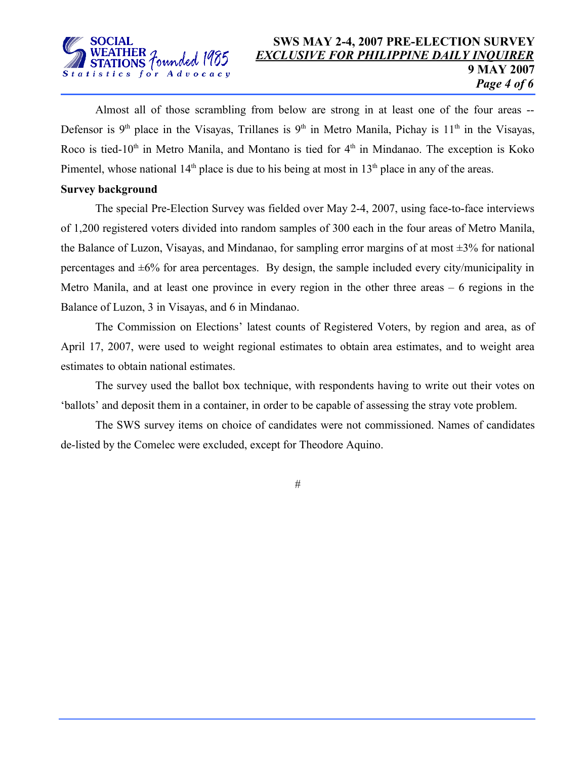Almost all of those scrambling from below are strong in at least one of the four areas -- Defensor is 9th place in the Visayas, Trillanes is 9th in Metro Manila, Pichay is 11th in the Visayas, Roco is tied-10th in Metro Manila, and Montano is tied for 4th in Mindanao. The exception is Koko Pimentel, whose national 14th place is due to his being at most in 13th place in any of the areas.

**Survey background**

The special Pre-Election Survey was fielded over May 2-4, 2007, using face-to-face interviews of 1,200 registered voters divided into random samples of 300 each in the four areas of Metro Manila, the Balance of Luzon, Visayas, and Mindanao, for sampling error margins of at most ±3% for national percentages and ±6% for area percentages. By design, the sample included every city/municipality in Metro Manila, and at least one province in every region in the other three areas – 6 regions in the Balance of Luzon, 3 in Visayas, and 6 in Mindanao.

The Commission on Elections' latest counts of Registered Voters, by region and area, as of April 17, 2007, were used to weight regional estimates to obtain area estimates, and to weight area estimates to obtain national estimates.

The survey used the ballot box technique, with respondents having to write out their votes on 'ballots' and deposit them in a container, in order to be capable of assessing the stray vote problem.

The SWS survey items on choice of candidates were not commissioned. Names of candidates de-listed by the Comelec were excluded, except for Theodore Aquino.

#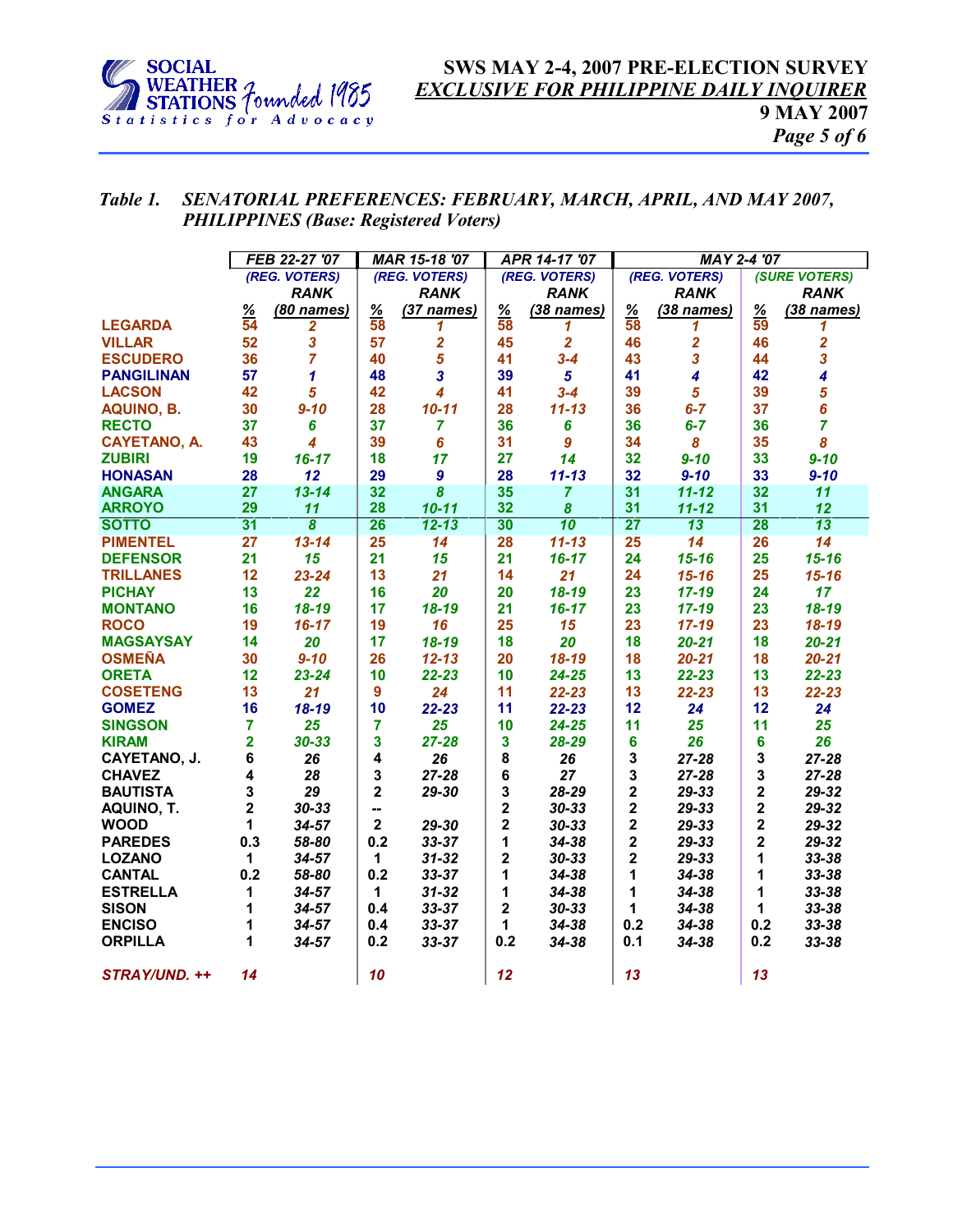*Table 1. SENATORIAL PREFERENCES: FEBRUARY, MARCH, APRIL, AND MAY 2007, PHILIPPINES (Base: Registered Voters)*

| | FEB 22-27 '07 | | MAR 15-18 '07 | | APR 14-17 '07 | | MAY 2-4 '07 | | | |
|---|---|---|---|---|---|---|---|---|---|---|
| | (REG. VOTERS) | | (REG. VOTERS) | | (REG. VOTERS) | | (REG. VOTERS) | | (SURE VOTERS) | |
| | % | RANK (80 names) | % | RANK (37 names) | % | RANK (38 names) | % | RANK (38 names) | % | RANK (38 names) |
| LEGARDA | 54 | 2 | 58 | 1 | 58 | 1 | 58 | 1 | 59 | 1 |
| VILLAR | 52 | 3 | 57 | 2 | 45 | 2 | 46 | 2 | 46 | 2 |
| ESCUDERO | 36 | 7 | 40 | 5 | 41 | 3-4 | 43 | 3 | 44 | 3 |
| PANGILINAN | 57 | 1 | 48 | 3 | 39 | 5 | 41 | 4 | 42 | 4 |
| LACSON | 42 | 5 | 42 | 4 | 41 | 3-4 | 39 | 5 | 39 | 5 |
| AQUINO, B. | 30 | 9-10 | 28 | 10-11 | 28 | 11-13 | 36 | 6-7 | 37 | 6 |
| RECTO | 37 | 6 | 37 | 7 | 36 | 6 | 36 | 6-7 | 36 | 7 |
| CAYETANO, A. | 43 | 4 | 39 | 6 | 31 | 9 | 34 | 8 | 35 | 8 |
| ZUBIRI | 19 | 16-17 | 18 | 17 | 27 | 14 | 32 | 9-10 | 33 | 9-10 |
| HONASAN | 28 | 12 | 29 | 9 | 28 | 11-13 | 32 | 9-10 | 33 | 9-10 |
| ANGARA | 27 | 13-14 | 32 | 8 | 35 | 7 | 31 | 11-12 | 32 | 11 |
| ARROYO | 29 | 11 | 28 | 10-11 | 32 | 8 | 31 | 11-12 | 31 | 12 |
| SOTTO | 31 | 8 | 26 | 12-13 | 30 | 10 | 27 | 13 | 28 | 13 |
| PIMENTEL | 27 | 13-14 | 25 | 14 | 28 | 11-13 | 25 | 14 | 26 | 14 |
| DEFENSOR | 21 | 15 | 21 | 15 | 21 | 16-17 | 24 | 15-16 | 25 | 15-16 |
| TRILLANES | 12 | 23-24 | 13 | 21 | 14 | 21 | 24 | 15-16 | 25 | 15-16 |
| PICHAY | 13 | 22 | 16 | 20 | 20 | 18-19 | 23 | 17-19 | 24 | 17 |
| MONTANO | 16 | 18-19 | 17 | 18-19 | 21 | 16-17 | 23 | 17-19 | 23 | 18-19 |
| ROCO | 19 | 16-17 | 19 | 16 | 25 | 15 | 23 | 17-19 | 23 | 18-19 |
| MAGSAYSAY | 14 | 20 | 17 | 18-19 | 18 | 20 | 18 | 20-21 | 18 | 20-21 |
| OSMEÑA | 30 | 9-10 | 26 | 12-13 | 20 | 18-19 | 18 | 20-21 | 18 | 20-21 |
| ORETA | 12 | 23-24 | 10 | 22-23 | 10 | 24-25 | 13 | 22-23 | 13 | 22-23 |
| COSETENG | 13 | 21 | 9 | 24 | 11 | 22-23 | 13 | 22-23 | 13 | 22-23 |
| GOMEZ | 16 | 18-19 | 10 | 22-23 | 11 | 22-23 | 12 | 24 | 12 | 24 |
| SINGSON | 7 | 25 | 7 | 25 | 10 | 24-25 | 11 | 25 | 11 | 25 |
| KIRAM | 2 | 30-33 | 3 | 27-28 | 3 | 28-29 | 6 | 26 | 6 | 26 |
| CAYETANO, J. | 6 | 26 | 4 | 26 | 8 | 26 | 3 | 27-28 | 3 | 27-28 |
| CHAVEZ | 4 | 28 | 3 | 27-28 | 6 | 27 | 3 | 27-28 | 3 | 27-28 |
| BAUTISTA | 3 | 29 | 2 | 29-30 | 3 | 28-29 | 2 | 29-33 | 2 | 29-32 |
| AQUINO, T. | 2 | 30-33 | -- | | 2 | 30-33 | 2 | 29-33 | 2 | 29-32 |
| WOOD | 1 | 34-57 | 2 | 29-30 | 2 | 30-33 | 2 | 29-33 | 2 | 29-32 |
| PAREDES | 0.3 | 58-80 | 0.2 | 33-37 | 1 | 34-38 | 2 | 29-33 | 2 | 29-32 |
| LOZANO | 1 | 34-57 | 1 | 31-32 | 2 | 30-33 | 2 | 29-33 | 1 | 33-38 |
| CANTAL | 0.2 | 58-80 | 0.2 | 33-37 | 1 | 34-38 | 1 | 34-38 | 1 | 33-38 |
| ESTRELLA | 1 | 34-57 | 1 | 31-32 | 1 | 34-38 | 1 | 34-38 | 1 | 33-38 |
| SISON | 1 | 34-57 | 0.4 | 33-37 | 2 | 30-33 | 1 | 34-38 | 1 | 33-38 |
| ENCISO | 1 | 34-57 | 0.4 | 33-37 | 1 | 34-38 | 0.2 | 34-38 | 0.2 | 33-38 |
| ORPILLA | 1 | 34-57 | 0.2 | 33-37 | 0.2 | 34-38 | 0.1 | 34-38 | 0.2 | 33-38 |
| STRAY/UND. ++ | 14 | | 10 | | 12 | | 13 | | 13 | |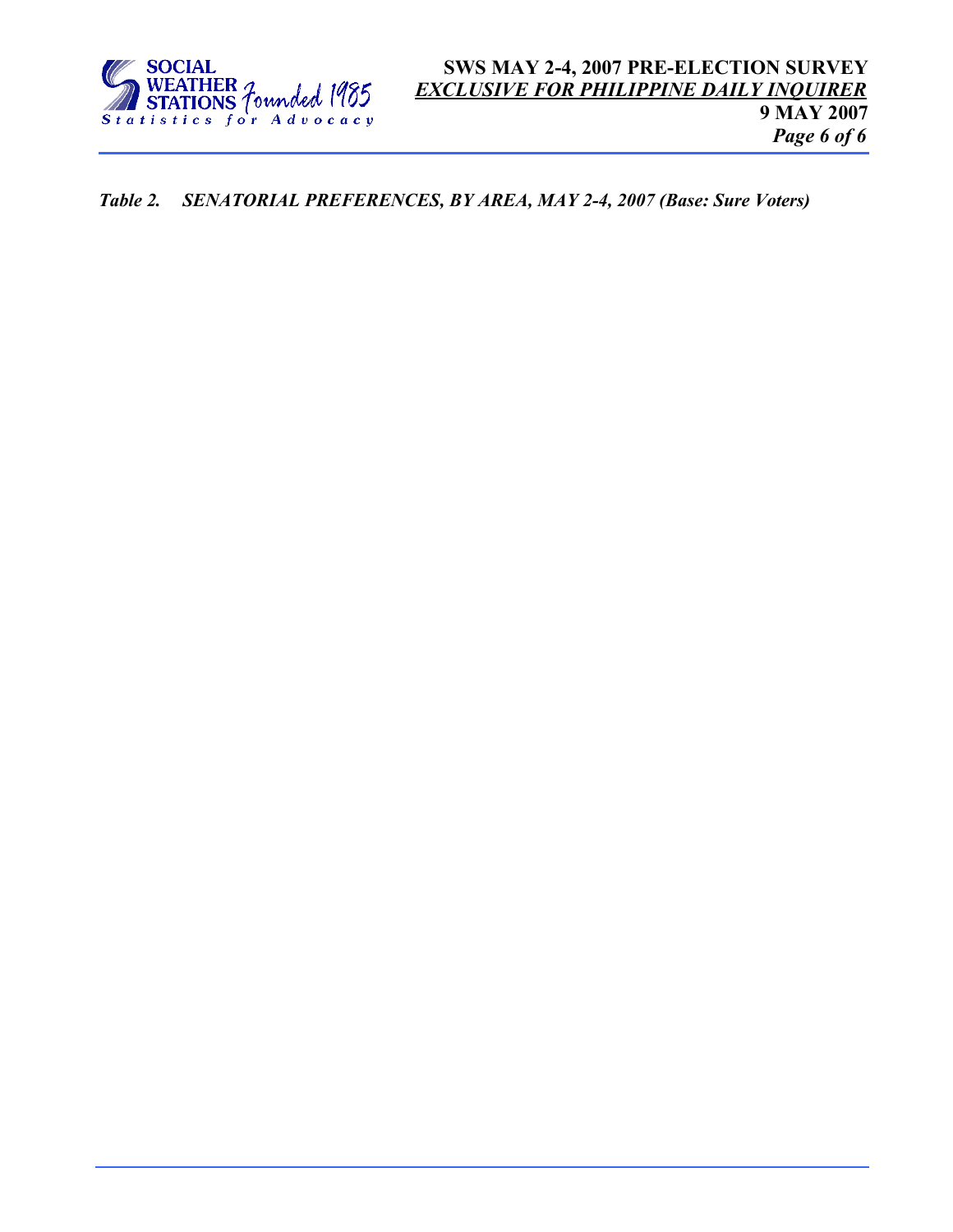*Table 2. SENATORIAL PREFERENCES, BY AREA, MAY 2-4, 2007 (Base: Sure Voters)*